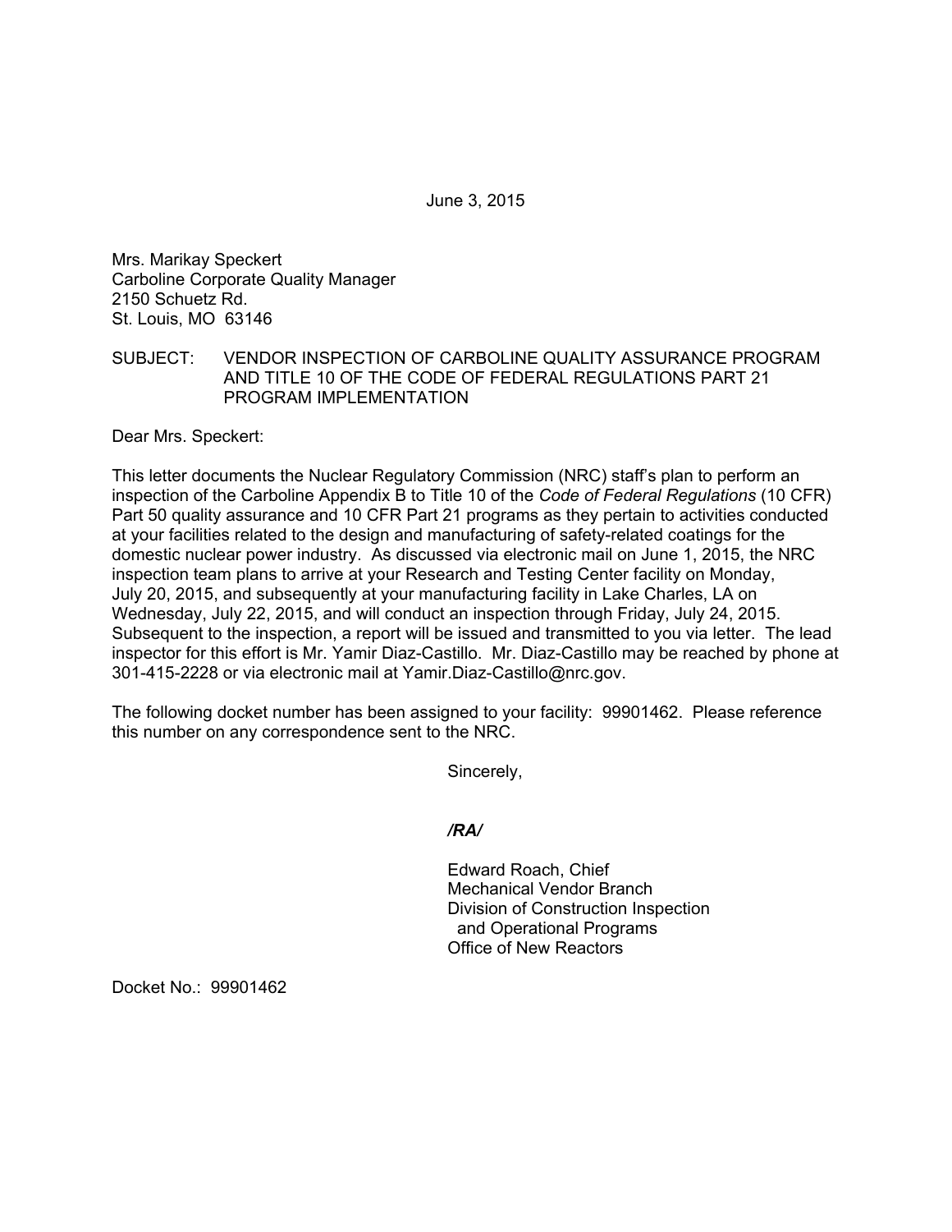June 3, 2015

Mrs. Marikay Speckert
Carboline Corporate Quality Manager
2150 Schuetz Rd.
St. Louis, MO 63146

SUBJECT: VENDOR INSPECTION OF CARBOLINE QUALITY ASSURANCE PROGRAM AND TITLE 10 OF THE CODE OF FEDERAL REGULATIONS PART 21 PROGRAM IMPLEMENTATION

Dear Mrs. Speckert:

This letter documents the Nuclear Regulatory Commission (NRC) staff's plan to perform an inspection of the Carboline Appendix B to Title 10 of the *Code of Federal Regulations* (10 CFR) Part 50 quality assurance and 10 CFR Part 21 programs as they pertain to activities conducted at your facilities related to the design and manufacturing of safety-related coatings for the domestic nuclear power industry. As discussed via electronic mail on June 1, 2015, the NRC inspection team plans to arrive at your Research and Testing Center facility on Monday, July 20, 2015, and subsequently at your manufacturing facility in Lake Charles, LA on Wednesday, July 22, 2015, and will conduct an inspection through Friday, July 24, 2015. Subsequent to the inspection, a report will be issued and transmitted to you via letter. The lead inspector for this effort is Mr. Yamir Diaz-Castillo. Mr. Diaz-Castillo may be reached by phone at 301-415-2228 or via electronic mail at Yamir.Diaz-Castillo@nrc.gov.

The following docket number has been assigned to your facility: 99901462. Please reference this number on any correspondence sent to the NRC.

Sincerely,

*/RA/*

Edward Roach, Chief
Mechanical Vendor Branch
Division of Construction Inspection
and Operational Programs
Office of New Reactors

Docket No.: 99901462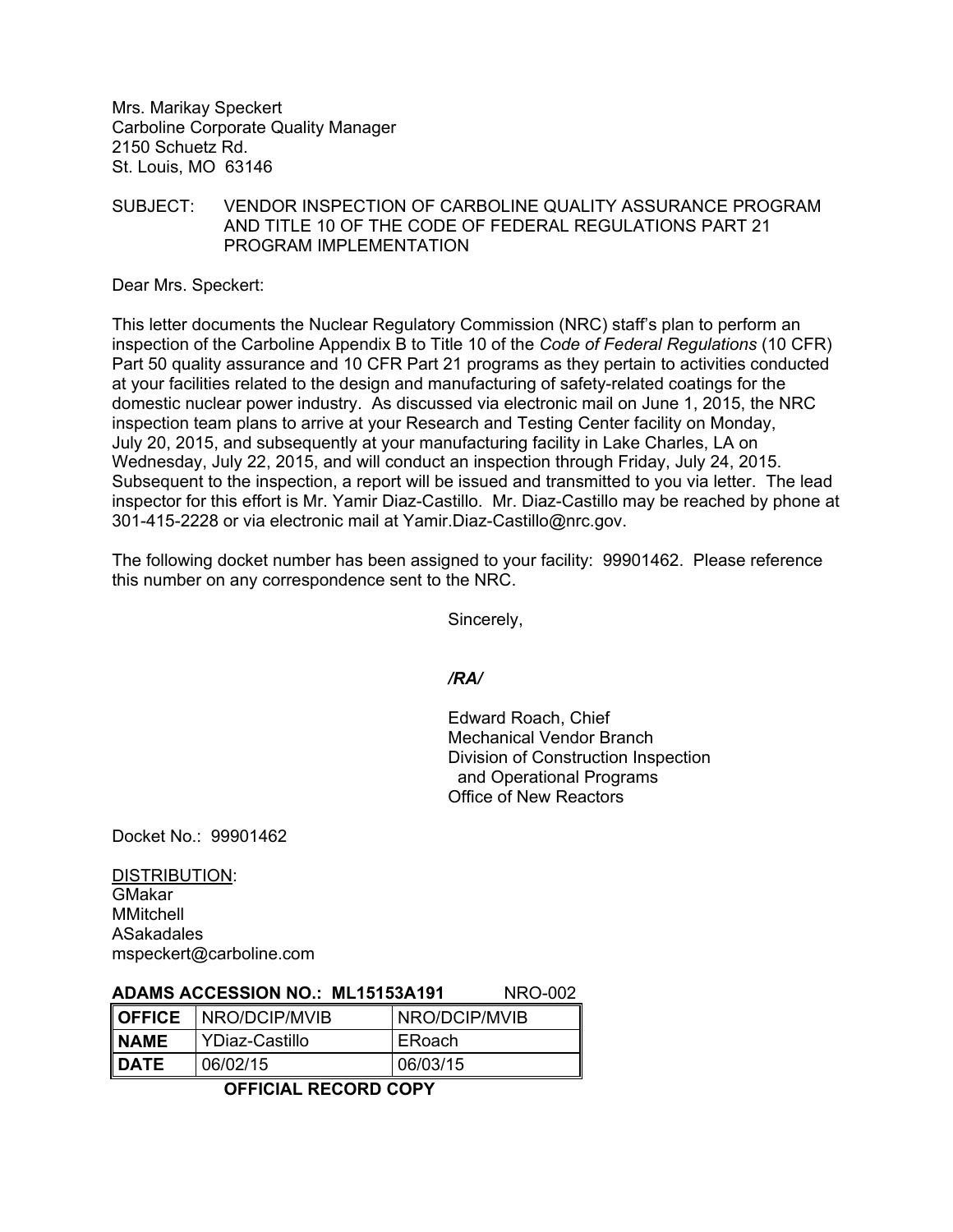Mrs. Marikay Speckert
Carboline Corporate Quality Manager
2150 Schuetz Rd.
St. Louis, MO 63146

SUBJECT: VENDOR INSPECTION OF CARBOLINE QUALITY ASSURANCE PROGRAM AND TITLE 10 OF THE CODE OF FEDERAL REGULATIONS PART 21 PROGRAM IMPLEMENTATION

Dear Mrs. Speckert:

This letter documents the Nuclear Regulatory Commission (NRC) staff's plan to perform an inspection of the Carboline Appendix B to Title 10 of the *Code of Federal Regulations* (10 CFR) Part 50 quality assurance and 10 CFR Part 21 programs as they pertain to activities conducted at your facilities related to the design and manufacturing of safety-related coatings for the domestic nuclear power industry. As discussed via electronic mail on June 1, 2015, the NRC inspection team plans to arrive at your Research and Testing Center facility on Monday, July 20, 2015, and subsequently at your manufacturing facility in Lake Charles, LA on Wednesday, July 22, 2015, and will conduct an inspection through Friday, July 24, 2015. Subsequent to the inspection, a report will be issued and transmitted to you via letter. The lead inspector for this effort is Mr. Yamir Diaz-Castillo. Mr. Diaz-Castillo may be reached by phone at 301-415-2228 or via electronic mail at Yamir.Diaz-Castillo@nrc.gov.

The following docket number has been assigned to your facility: 99901462. Please reference this number on any correspondence sent to the NRC.

Sincerely,

*/RA/*

Edward Roach, Chief
Mechanical Vendor Branch
Division of Construction Inspection
and Operational Programs
Office of New Reactors

Docket No.: 99901462

DISTRIBUTION:
GMakar
MMitchell
ASakadales
mspeckert@carboline.com

**ADAMS ACCESSION NO.: ML15153A191** NRO-002

| | | |
|---|---|---|
| **OFFICE** | NRO/DCIP/MVIB | NRO/DCIP/MVIB |
| **NAME** | YDiaz-Castillo | ERoach |
| **DATE** | 06/02/15 | 06/03/15 |

**OFFICIAL RECORD COPY**